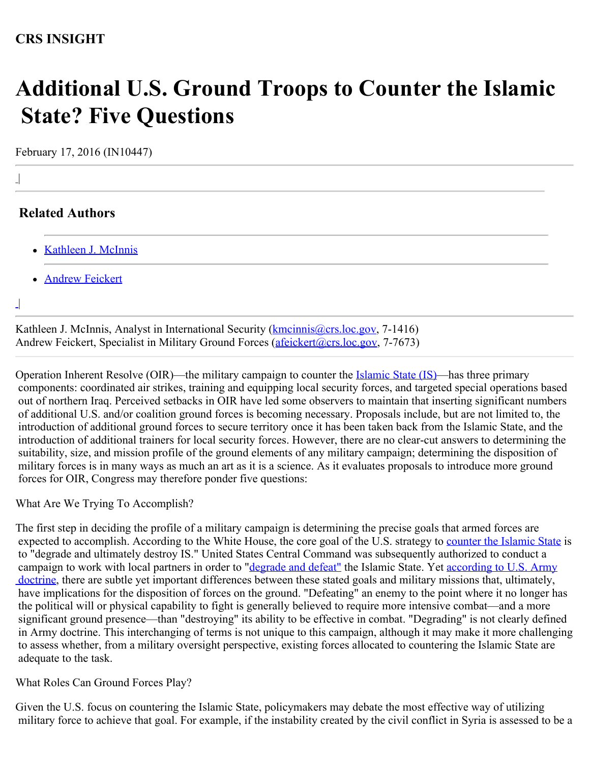**CRS INSIGHT**

# Additional U.S. Ground Troops to Counter the Islamic State? Five Questions

February 17, 2016 (IN10447)

## Related Authors

- Kathleen J. McInnis
- Andrew Feickert

Kathleen J. McInnis, Analyst in International Security (kmcinnis@crs.loc.gov, 7-1416)
Andrew Feickert, Specialist in Military Ground Forces (afeickert@crs.loc.gov, 7-7673)

Operation Inherent Resolve (OIR)—the military campaign to counter the Islamic State (IS)—has three primary components: coordinated air strikes, training and equipping local security forces, and targeted special operations based out of northern Iraq. Perceived setbacks in OIR have led some observers to maintain that inserting significant numbers of additional U.S. and/or coalition ground forces is becoming necessary. Proposals include, but are not limited to, the introduction of additional ground forces to secure territory once it has been taken back from the Islamic State, and the introduction of additional trainers for local security forces. However, there are no clear-cut answers to determining the suitability, size, and mission profile of the ground elements of any military campaign; determining the disposition of military forces is in many ways as much an art as it is a science. As it evaluates proposals to introduce more ground forces for OIR, Congress may therefore ponder five questions:

What Are We Trying To Accomplish?

The first step in deciding the profile of a military campaign is determining the precise goals that armed forces are expected to accomplish. According to the White House, the core goal of the U.S. strategy to counter the Islamic State is to "degrade and ultimately destroy IS." United States Central Command was subsequently authorized to conduct a campaign to work with local partners in order to "degrade and defeat" the Islamic State. Yet according to U.S. Army doctrine, there are subtle yet important differences between these stated goals and military missions that, ultimately, have implications for the disposition of forces on the ground. "Defeating" an enemy to the point where it no longer has the political will or physical capability to fight is generally believed to require more intensive combat—and a more significant ground presence—than "destroying" its ability to be effective in combat. "Degrading" is not clearly defined in Army doctrine. This interchanging of terms is not unique to this campaign, although it may make it more challenging to assess whether, from a military oversight perspective, existing forces allocated to countering the Islamic State are adequate to the task.

What Roles Can Ground Forces Play?

Given the U.S. focus on countering the Islamic State, policymakers may debate the most effective way of utilizing military force to achieve that goal. For example, if the instability created by the civil conflict in Syria is assessed to be a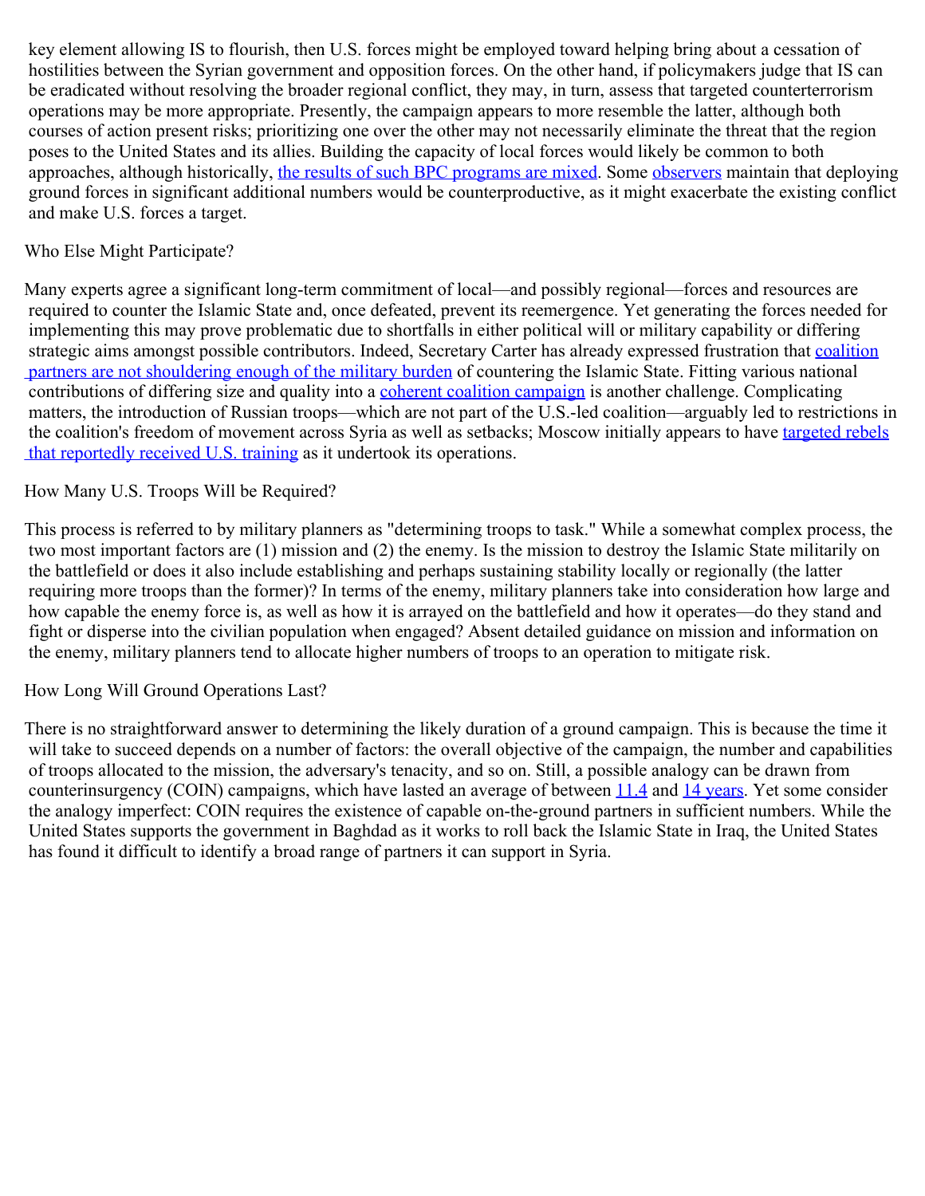key element allowing IS to flourish, then U.S. forces might be employed toward helping bring about a cessation of hostilities between the Syrian government and opposition forces. On the other hand, if policymakers judge that IS can be eradicated without resolving the broader regional conflict, they may, in turn, assess that targeted counterterrorism operations may be more appropriate. Presently, the campaign appears to more resemble the latter, although both courses of action present risks; prioritizing one over the other may not necessarily eliminate the threat that the region poses to the United States and its allies. Building the capacity of local forces would likely be common to both approaches, although historically, the results of such BPC programs are mixed. Some observers maintain that deploying ground forces in significant additional numbers would be counterproductive, as it might exacerbate the existing conflict and make U.S. forces a target.

## Who Else Might Participate?

Many experts agree a significant long-term commitment of local—and possibly regional—forces and resources are required to counter the Islamic State and, once defeated, prevent its reemergence. Yet generating the forces needed for implementing this may prove problematic due to shortfalls in either political will or military capability or differing strategic aims amongst possible contributors. Indeed, Secretary Carter has already expressed frustration that coalition partners are not shouldering enough of the military burden of countering the Islamic State. Fitting various national contributions of differing size and quality into a coherent coalition campaign is another challenge. Complicating matters, the introduction of Russian troops—which are not part of the U.S.-led coalition—arguably led to restrictions in the coalition's freedom of movement across Syria as well as setbacks; Moscow initially appears to have targeted rebels that reportedly received U.S. training as it undertook its operations.

## How Many U.S. Troops Will be Required?

This process is referred to by military planners as "determining troops to task." While a somewhat complex process, the two most important factors are (1) mission and (2) the enemy. Is the mission to destroy the Islamic State militarily on the battlefield or does it also include establishing and perhaps sustaining stability locally or regionally (the latter requiring more troops than the former)? In terms of the enemy, military planners take into consideration how large and how capable the enemy force is, as well as how it is arrayed on the battlefield and how it operates—do they stand and fight or disperse into the civilian population when engaged? Absent detailed guidance on mission and information on the enemy, military planners tend to allocate higher numbers of troops to an operation to mitigate risk.

## How Long Will Ground Operations Last?

There is no straightforward answer to determining the likely duration of a ground campaign. This is because the time it will take to succeed depends on a number of factors: the overall objective of the campaign, the number and capabilities of troops allocated to the mission, the adversary's tenacity, and so on. Still, a possible analogy can be drawn from counterinsurgency (COIN) campaigns, which have lasted an average of between 11.4 and 14 years. Yet some consider the analogy imperfect: COIN requires the existence of capable on-the-ground partners in sufficient numbers. While the United States supports the government in Baghdad as it works to roll back the Islamic State in Iraq, the United States has found it difficult to identify a broad range of partners it can support in Syria.